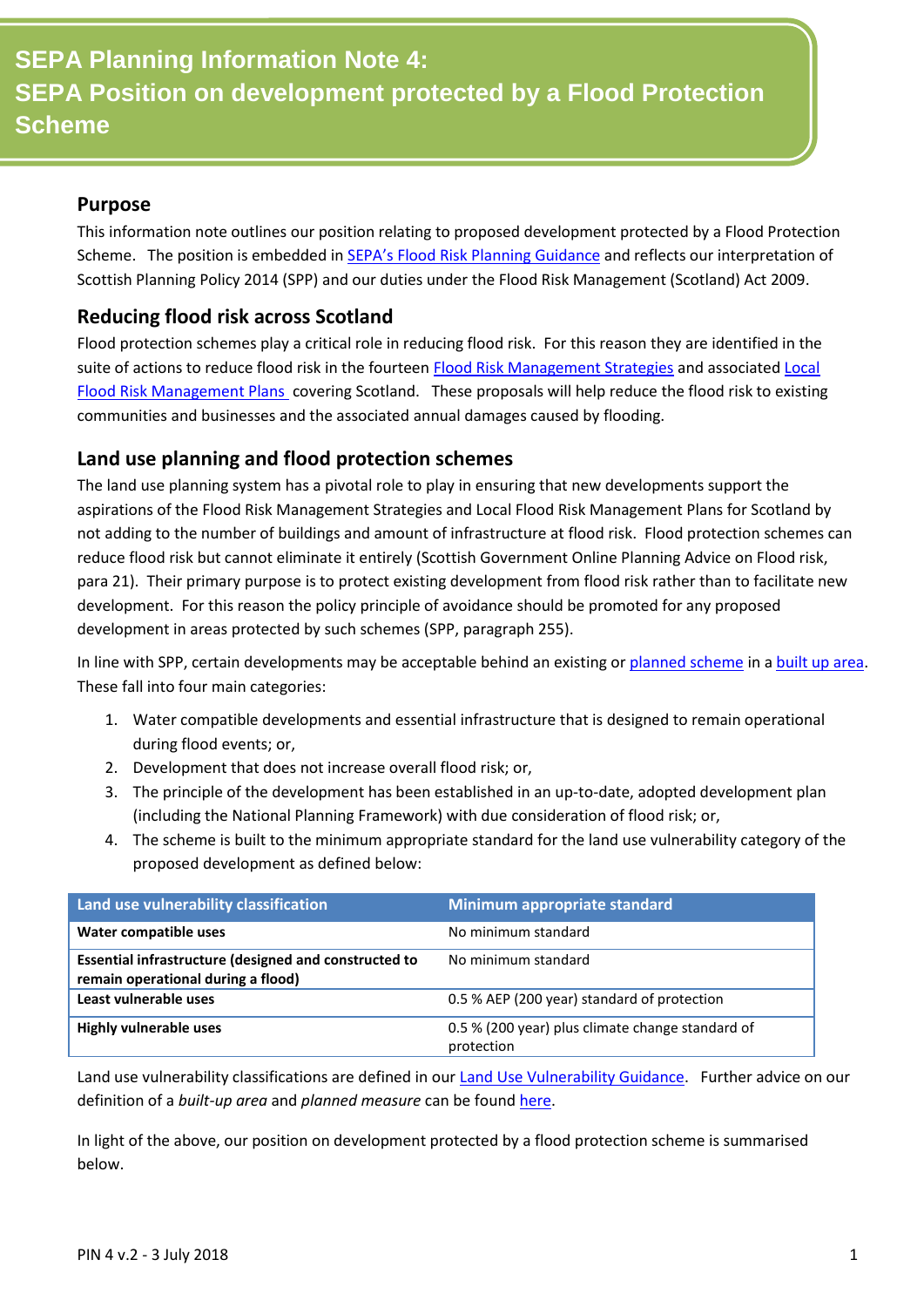# SEPA Planning Information Note 4: SEPA Position on development protected by a Flood Protection Scheme

## Purpose

This information note outlines our position relating to proposed development protected by a Flood Protection Scheme. The position is embedded in SEPA's Flood Risk Planning Guidance and reflects our interpretation of Scottish Planning Policy 2014 (SPP) and our duties under the Flood Risk Management (Scotland) Act 2009.

## Reducing flood risk across Scotland

Flood protection schemes play a critical role in reducing flood risk. For this reason they are identified in the suite of actions to reduce flood risk in the fourteen Flood Risk Management Strategies and associated Local Flood Risk Management Plans covering Scotland. These proposals will help reduce the flood risk to existing communities and businesses and the associated annual damages caused by flooding.

## Land use planning and flood protection schemes

The land use planning system has a pivotal role to play in ensuring that new developments support the aspirations of the Flood Risk Management Strategies and Local Flood Risk Management Plans for Scotland by not adding to the number of buildings and amount of infrastructure at flood risk. Flood protection schemes can reduce flood risk but cannot eliminate it entirely (Scottish Government Online Planning Advice on Flood risk, para 21). Their primary purpose is to protect existing development from flood risk rather than to facilitate new development. For this reason the policy principle of avoidance should be promoted for any proposed development in areas protected by such schemes (SPP, paragraph 255).

In line with SPP, certain developments may be acceptable behind an existing or planned scheme in a built up area. These fall into four main categories:

1. Water compatible developments and essential infrastructure that is designed to remain operational during flood events; or,
2. Development that does not increase overall flood risk; or,
3. The principle of the development has been established in an up-to-date, adopted development plan (including the National Planning Framework) with due consideration of flood risk; or,
4. The scheme is built to the minimum appropriate standard for the land use vulnerability category of the proposed development as defined below:

| Land use vulnerability classification | Minimum appropriate standard |
|---|---|
| **Water compatible uses** | No minimum standard |
| **Essential infrastructure (designed and constructed to remain operational during a flood)** | No minimum standard |
| **Least vulnerable uses** | 0.5 % AEP (200 year) standard of protection |
| **Highly vulnerable uses** | 0.5 % (200 year) plus climate change standard of protection |

Land use vulnerability classifications are defined in our Land Use Vulnerability Guidance. Further advice on our definition of a *built-up area* and *planned measure* can be found here.

In light of the above, our position on development protected by a flood protection scheme is summarised below.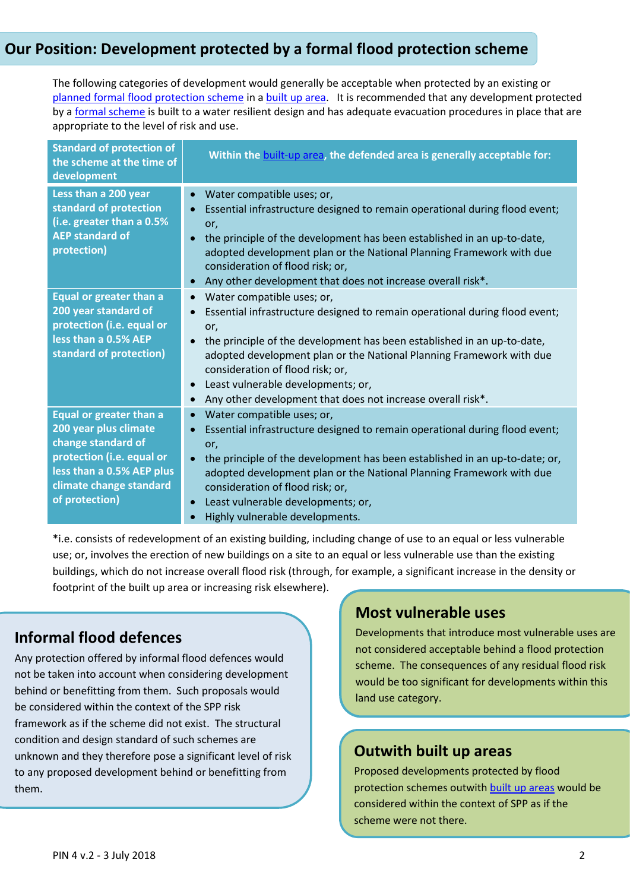## Our Position: Development protected by a formal flood protection scheme

The following categories of development would generally be acceptable when protected by an existing or planned formal flood protection scheme in a built up area. It is recommended that any development protected by a formal scheme is built to a water resilient design and has adequate evacuation procedures in place that are appropriate to the level of risk and use.

| Standard of protection of the scheme at the time of development | Within the built-up area, the defended area is generally acceptable for: |
|---|---|
| **Less than a 200 year standard of protection (i.e. greater than a 0.5% AEP standard of protection)** | • Water compatible uses; or,<br>• Essential infrastructure designed to remain operational during flood event; or,<br>• the principle of the development has been established in an up-to-date, adopted development plan or the National Planning Framework with due consideration of flood risk; or,<br>• Any other development that does not increase overall risk*. |
| **Equal or greater than a 200 year standard of protection (i.e. equal or less than a 0.5% AEP standard of protection)** | • Water compatible uses; or,<br>• Essential infrastructure designed to remain operational during flood event; or,<br>• the principle of the development has been established in an up-to-date, adopted development plan or the National Planning Framework with due consideration of flood risk; or,<br>• Least vulnerable developments; or,<br>• Any other development that does not increase overall risk*. |
| **Equal or greater than a 200 year plus climate change standard of protection (i.e. equal or less than a 0.5% AEP plus climate change standard of protection)** | • Water compatible uses; or,<br>• Essential infrastructure designed to remain operational during flood event; or,<br>• the principle of the development has been established in an up-to-date; or, adopted development plan or the National Planning Framework with due consideration of flood risk; or,<br>• Least vulnerable developments; or,<br>• Highly vulnerable developments. |

*i.e. consists of redevelopment of an existing building, including change of use to an equal or less vulnerable use; or, involves the erection of new buildings on a site to an equal or less vulnerable use than the existing buildings, which do not increase overall flood risk (through, for example, a significant increase in the density or footprint of the built up area or increasing risk elsewhere).

### Informal flood defences

Any protection offered by informal flood defences would not be taken into account when considering development behind or benefitting from them. Such proposals would be considered within the context of the SPP risk framework as if the scheme did not exist. The structural condition and design standard of such schemes are unknown and they therefore pose a significant level of risk to any proposed development behind or benefitting from them.

### Most vulnerable uses

Developments that introduce most vulnerable uses are not considered acceptable behind a flood protection scheme. The consequences of any residual flood risk would be too significant for developments within this land use category.

### Outwith built up areas

Proposed developments protected by flood protection schemes outwith built up areas would be considered within the context of SPP as if the scheme were not there.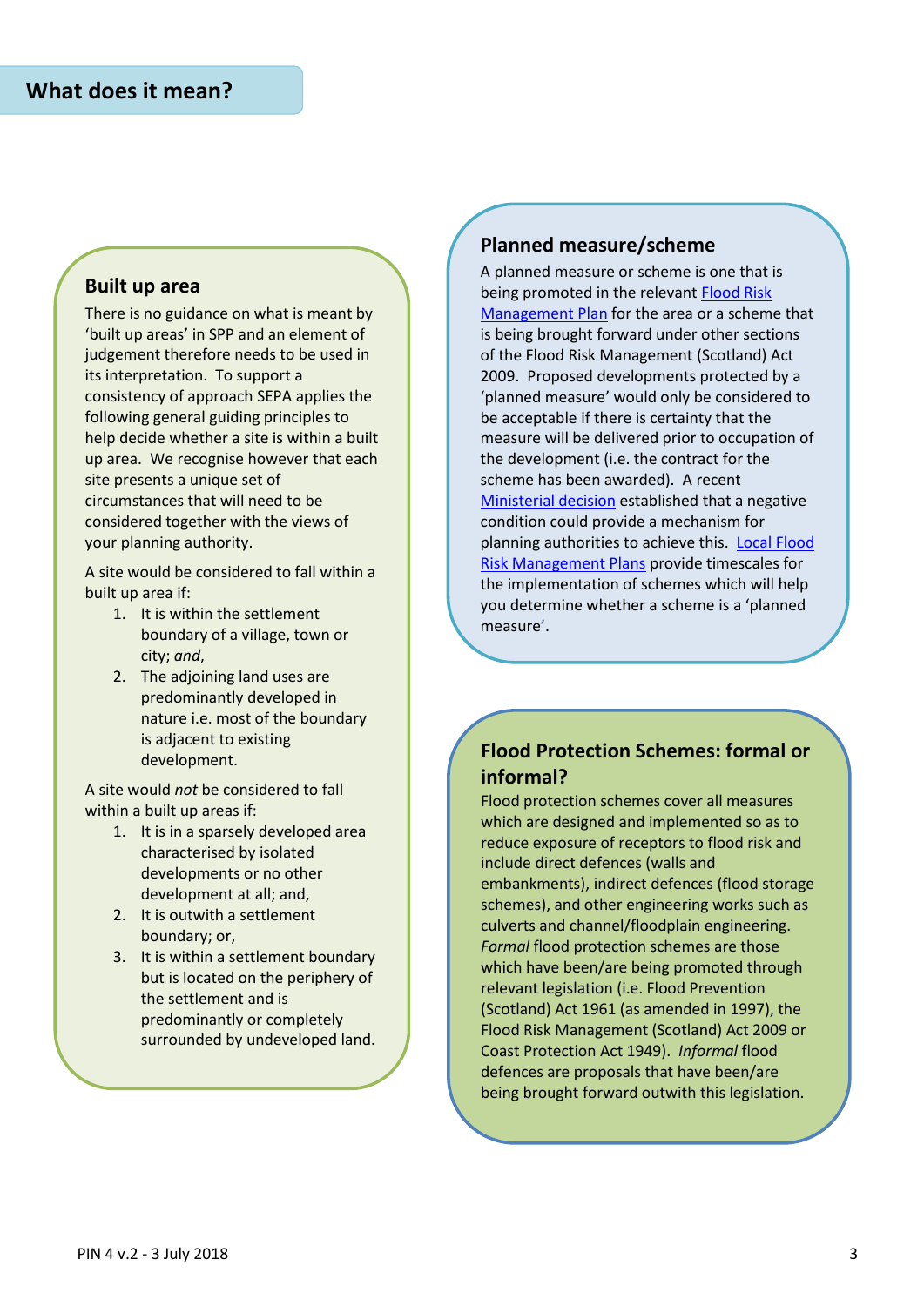# What does it mean?

## Built up area

There is no guidance on what is meant by 'built up areas' in SPP and an element of judgement therefore needs to be used in its interpretation. To support a consistency of approach SEPA applies the following general guiding principles to help decide whether a site is within a built up area. We recognise however that each site presents a unique set of circumstances that will need to be considered together with the views of your planning authority.

A site would be considered to fall within a built up area if:

1. It is within the settlement boundary of a village, town or city; *and*,
2. The adjoining land uses are predominantly developed in nature i.e. most of the boundary is adjacent to existing development.

A site would *not* be considered to fall within a built up areas if:

1. It is in a sparsely developed area characterised by isolated developments or no other development at all; and,
2. It is outwith a settlement boundary; or,
3. It is within a settlement boundary but is located on the periphery of the settlement and is predominantly or completely surrounded by undeveloped land.

## Planned measure/scheme

A planned measure or scheme is one that is being promoted in the relevant Flood Risk Management Plan for the area or a scheme that is being brought forward under other sections of the Flood Risk Management (Scotland) Act 2009. Proposed developments protected by a 'planned measure' would only be considered to be acceptable if there is certainty that the measure will be delivered prior to occupation of the development (i.e. the contract for the scheme has been awarded). A recent Ministerial decision established that a negative condition could provide a mechanism for planning authorities to achieve this. Local Flood Risk Management Plans provide timescales for the implementation of schemes which will help you determine whether a scheme is a 'planned measure'.

## Flood Protection Schemes: formal or informal?

Flood protection schemes cover all measures which are designed and implemented so as to reduce exposure of receptors to flood risk and include direct defences (walls and embankments), indirect defences (flood storage schemes), and other engineering works such as culverts and channel/floodplain engineering. *Formal* flood protection schemes are those which have been/are being promoted through relevant legislation (i.e. Flood Prevention (Scotland) Act 1961 (as amended in 1997), the Flood Risk Management (Scotland) Act 2009 or Coast Protection Act 1949). *Informal* flood defences are proposals that have been/are being brought forward outwith this legislation.